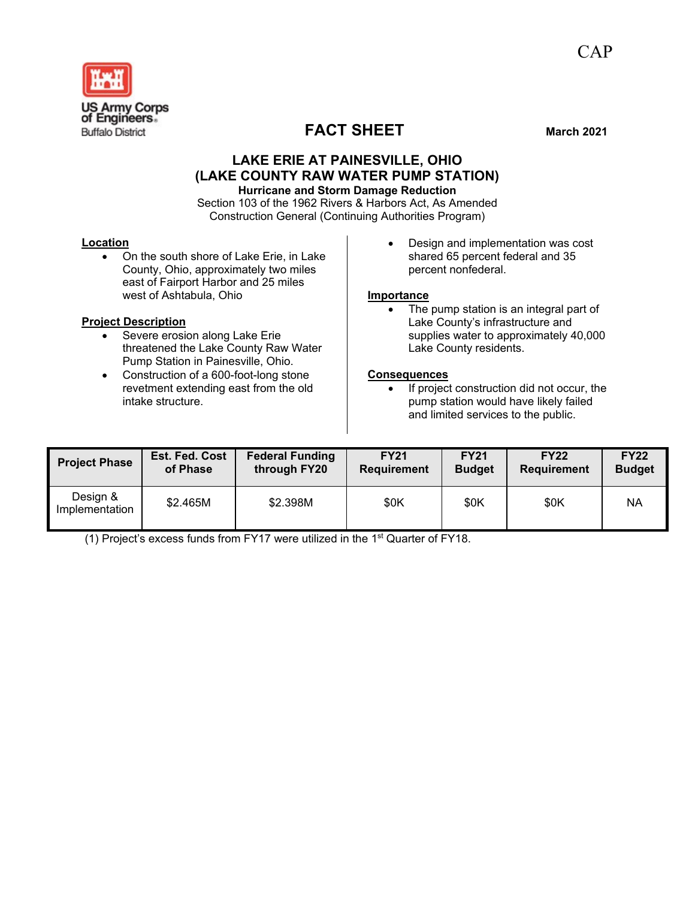CAP

US Army Corps of Engineers
Buffalo District

# FACT SHEET

**March 2021**

## LAKE ERIE AT PAINESVILLE, OHIO (LAKE COUNTY RAW WATER PUMP STATION)

**Hurricane and Storm Damage Reduction**

Section 103 of the 1962 Rivers & Harbors Act, As Amended

Construction General (Continuing Authorities Program)

### Location

- On the south shore of Lake Erie, in Lake County, Ohio, approximately two miles east of Fairport Harbor and 25 miles west of Ashtabula, Ohio

### Project Description

- Severe erosion along Lake Erie threatened the Lake County Raw Water Pump Station in Painesville, Ohio.
- Construction of a 600-foot-long stone revetment extending east from the old intake structure.
- Design and implementation was cost shared 65 percent federal and 35 percent nonfederal.

### Importance

- The pump station is an integral part of Lake County's infrastructure and supplies water to approximately 40,000 Lake County residents.

### Consequences

- If project construction did not occur, the pump station would have likely failed and limited services to the public.

| Project Phase | Est. Fed. Cost of Phase | Federal Funding through FY20 | FY21 Requirement | FY21 Budget | FY22 Requirement | FY22 Budget |
|---|---|---|---|---|---|---|
| Design & Implementation | $2.465M | $2.398M | $0K | $0K | $0K | NA |

(1) Project's excess funds from FY17 were utilized in the 1st Quarter of FY18.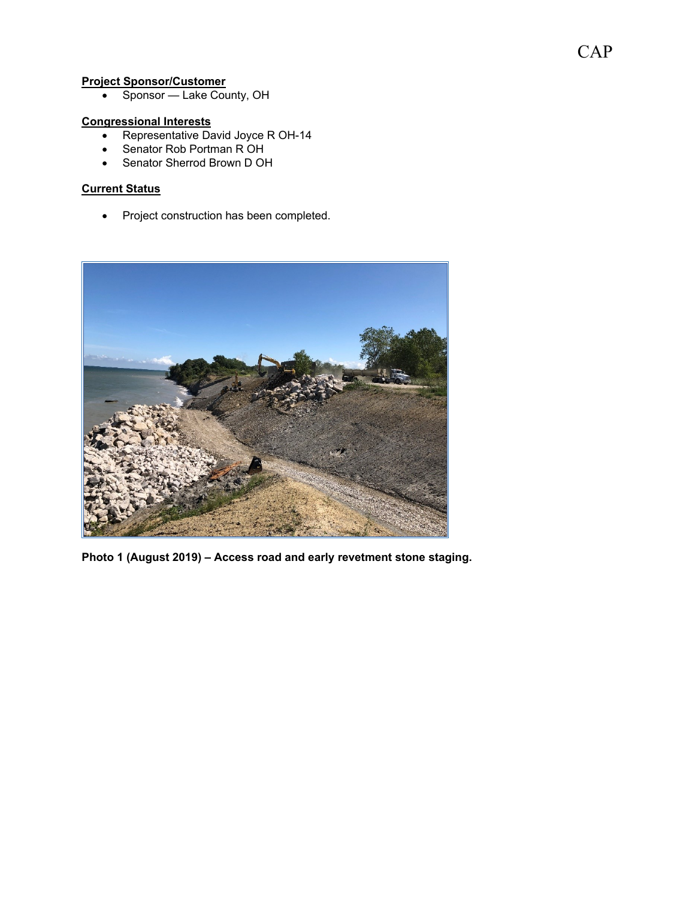**Project Sponsor/Customer**

- Sponsor — Lake County, OH

**Congressional Interests**

- Representative David Joyce R OH-14
- Senator Rob Portman R OH
- Senator Sherrod Brown D OH

**Current Status**

- Project construction has been completed.

**Photo 1 (August 2019) – Access road and early revetment stone staging.**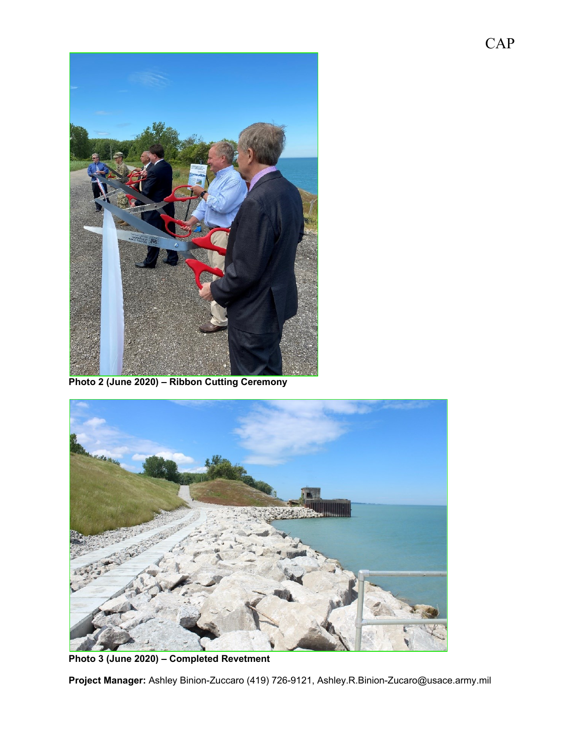Photo 2 (June 2020) – Ribbon Cutting Ceremony

Photo 3 (June 2020) – Completed Revetment

**Project Manager:** Ashley Binion-Zuccaro (419) 726-9121, Ashley.R.Binion-Zucaro@usace.army.mil